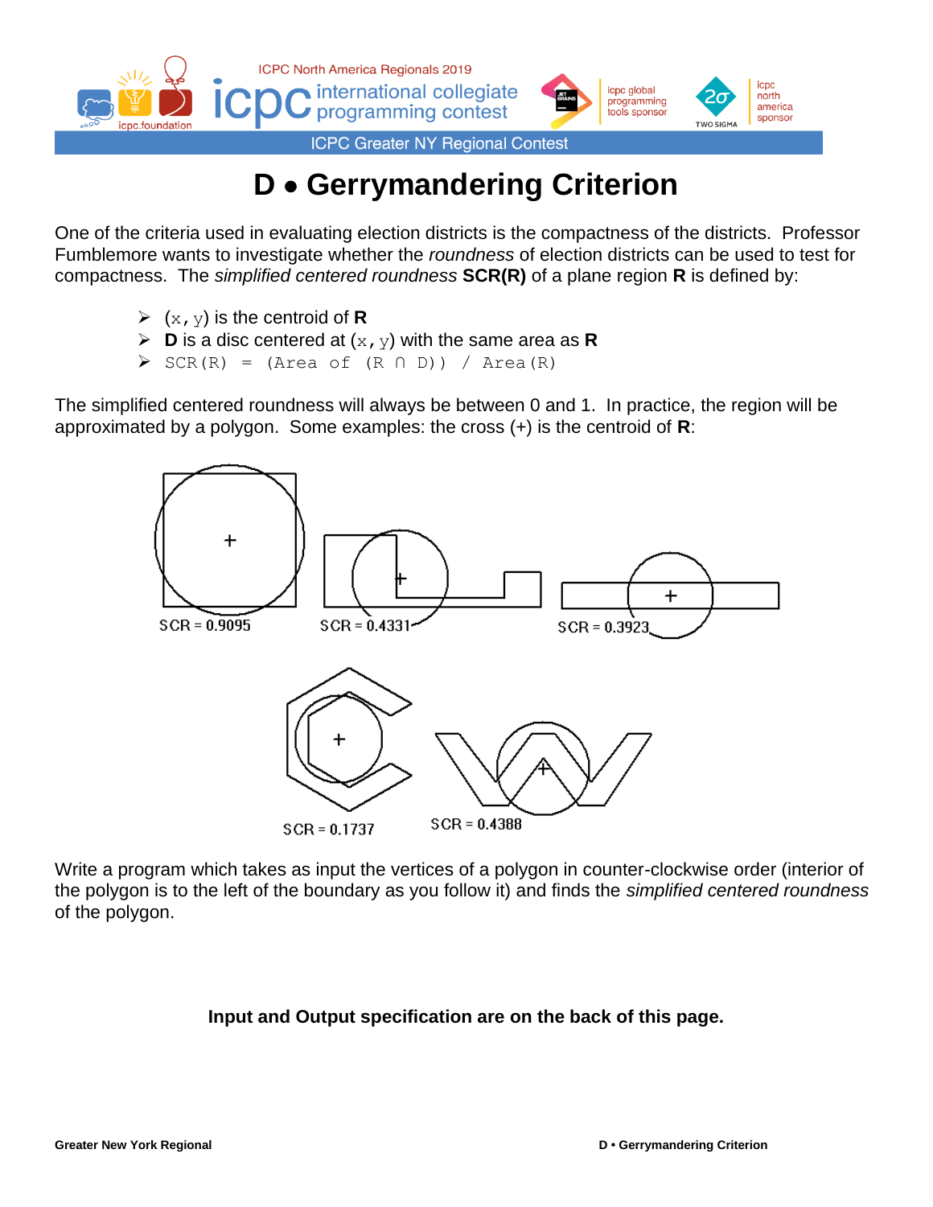# D • Gerrymandering Criterion

One of the criteria used in evaluating election districts is the compactness of the districts. Professor Fumblemore wants to investigate whether the *roundness* of election districts can be used to test for compactness. The *simplified centered roundness* **SCR(R)** of a plane region **R** is defined by:

- (x, y) is the centroid of **R**
- **D** is a disc centered at (x, y) with the same area as **R**
- SCR(R) = (Area of (R ∩ D)) / Area(R)

The simplified centered roundness will always be between 0 and 1. In practice, the region will be approximated by a polygon. Some examples: the cross (+) is the centroid of **R**:

SCR = 0.9095 SCR = 0.4331 SCR = 0.3923

SCR = 0.1737 SCR = 0.4388

Write a program which takes as input the vertices of a polygon in counter-clockwise order (interior of the polygon is to the left of the boundary as you follow it) and finds the *simplified centered roundness* of the polygon.

**Input and Output specification are on the back of this page.**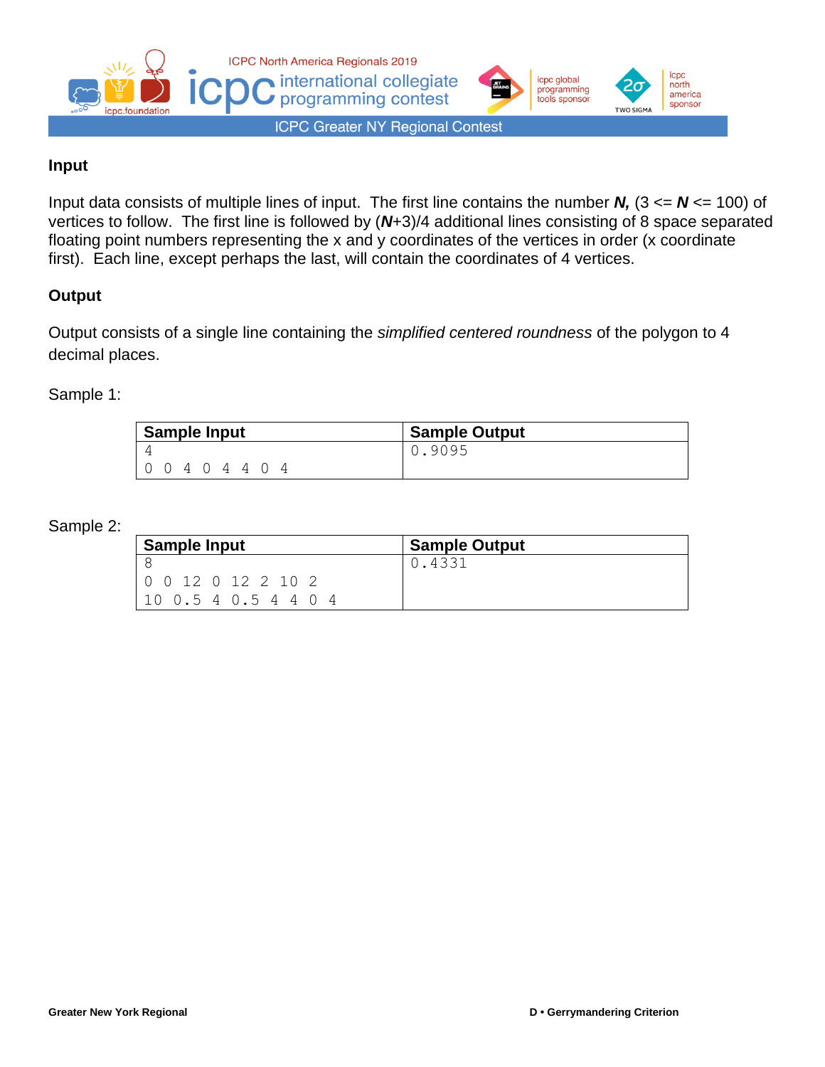## Input

Input data consists of multiple lines of input. The first line contains the number ***N***, (3 <= ***N*** <= 100) of vertices to follow. The first line is followed by (***N***+3)/4 additional lines consisting of 8 space separated floating point numbers representing the x and y coordinates of the vertices in order (x coordinate first). Each line, except perhaps the last, will contain the coordinates of 4 vertices.

## Output

Output consists of a single line containing the *simplified centered roundness* of the polygon to 4 decimal places.

Sample 1:

| Sample Input | Sample Output |
|---|---|
| 4<br>0 0 4 0 4 4 0 4 | 0.9095 |

Sample 2:

| Sample Input | Sample Output |
|---|---|
| 8<br>0 0 12 0 12 2 10 2<br>10 0.5 4 0.5 4 4 0 4 | 0.4331 |